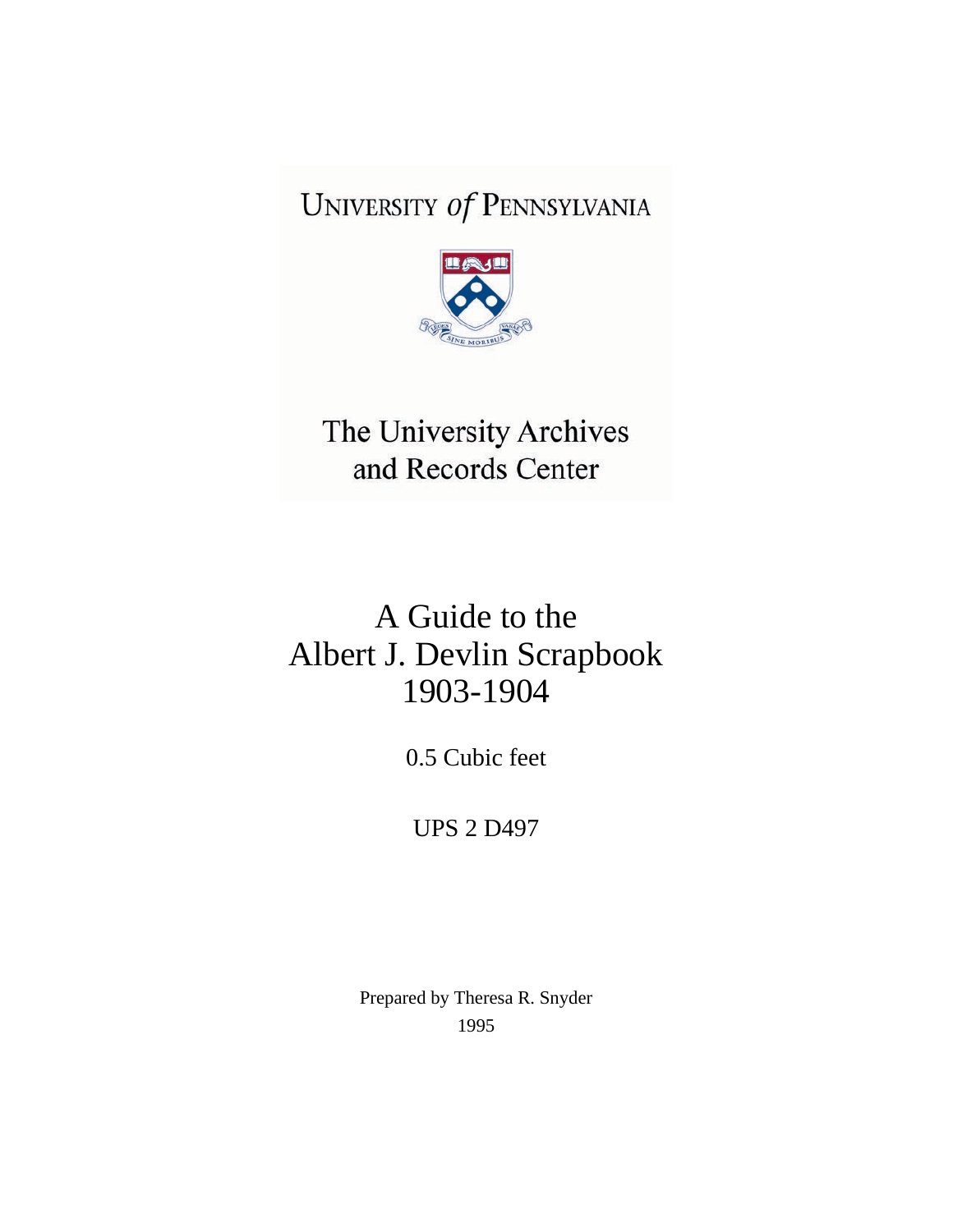UNIVERSITY *of* PENNSYLVANIA

The University Archives and Records Center

# A Guide to the Albert J. Devlin Scrapbook 1903-1904

0.5 Cubic feet

UPS 2 D497

Prepared by Theresa R. Snyder

1995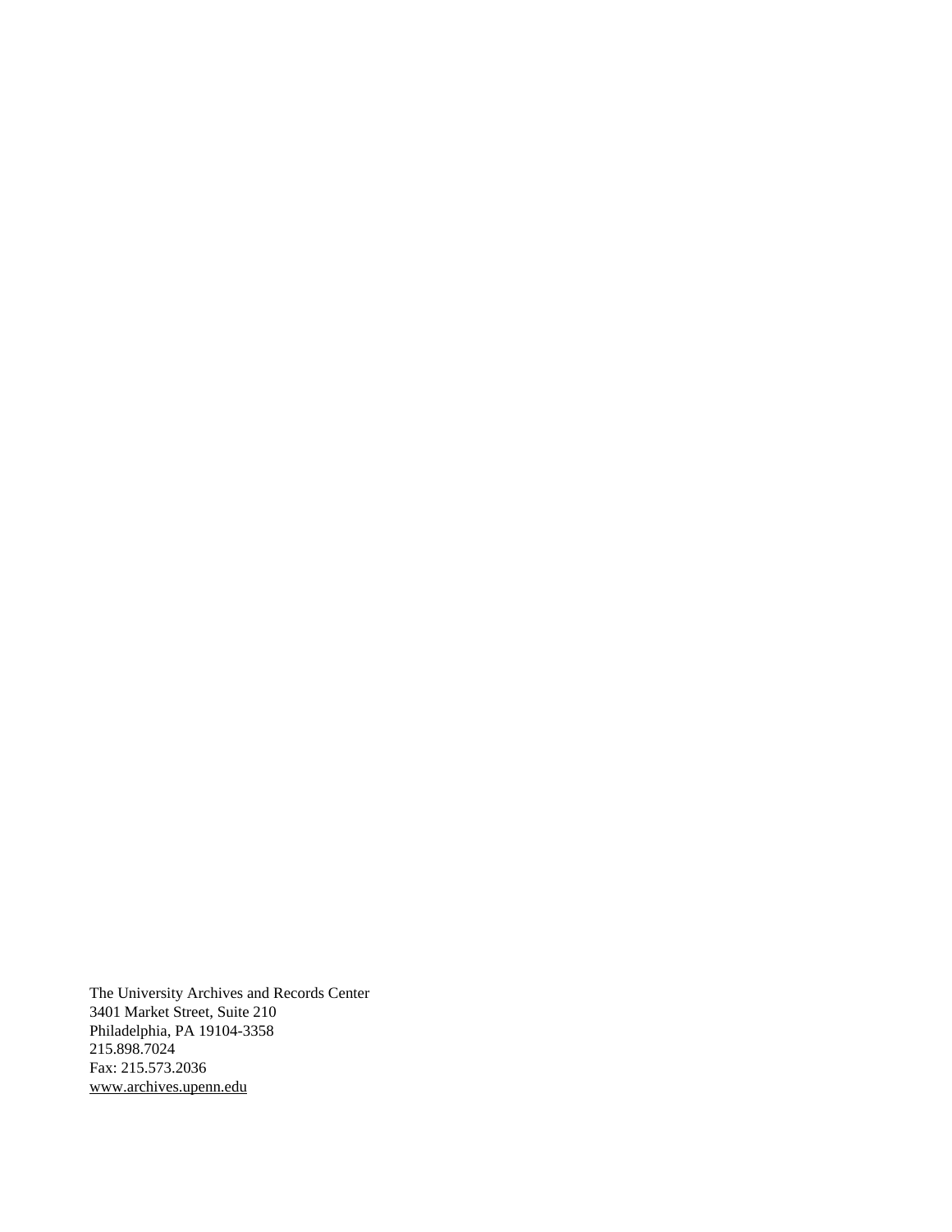The University Archives and Records Center
3401 Market Street, Suite 210
Philadelphia, PA 19104-3358
215.898.7024
Fax: 215.573.2036
www.archives.upenn.edu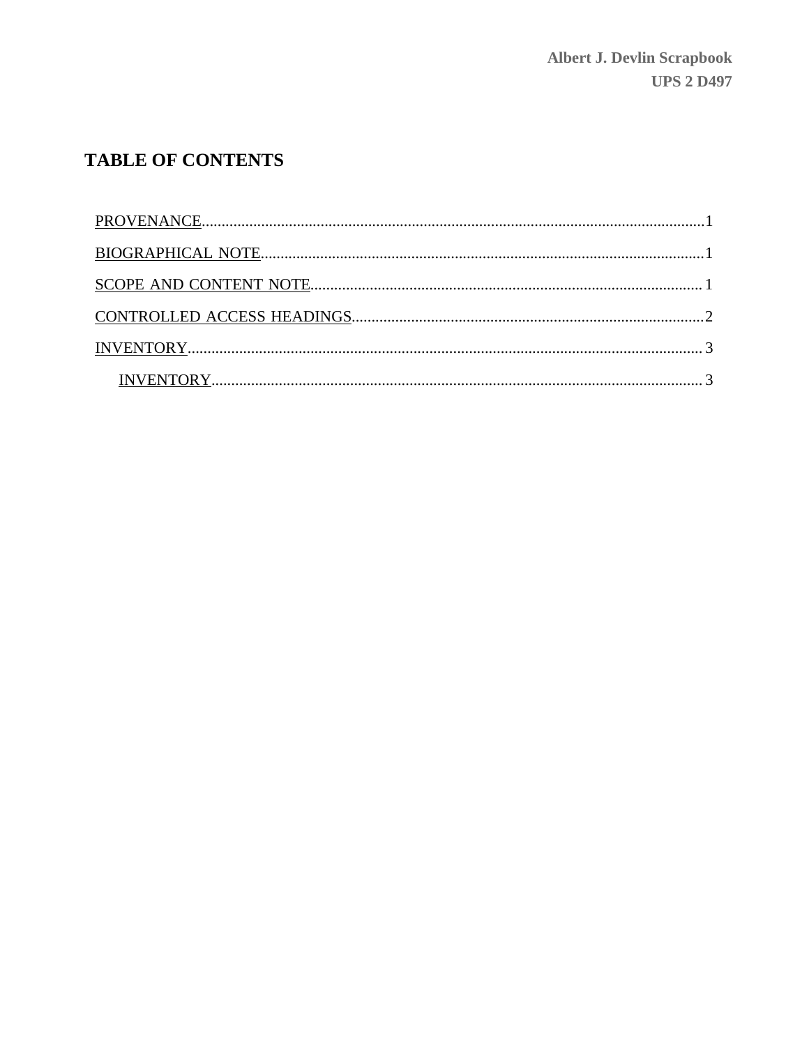# TABLE OF CONTENTS

- PROVENANCE....1
- BIOGRAPHICAL NOTE....1
- SCOPE AND CONTENT NOTE....1
- CONTROLLED ACCESS HEADINGS....2
- INVENTORY....3
  - INVENTORY....3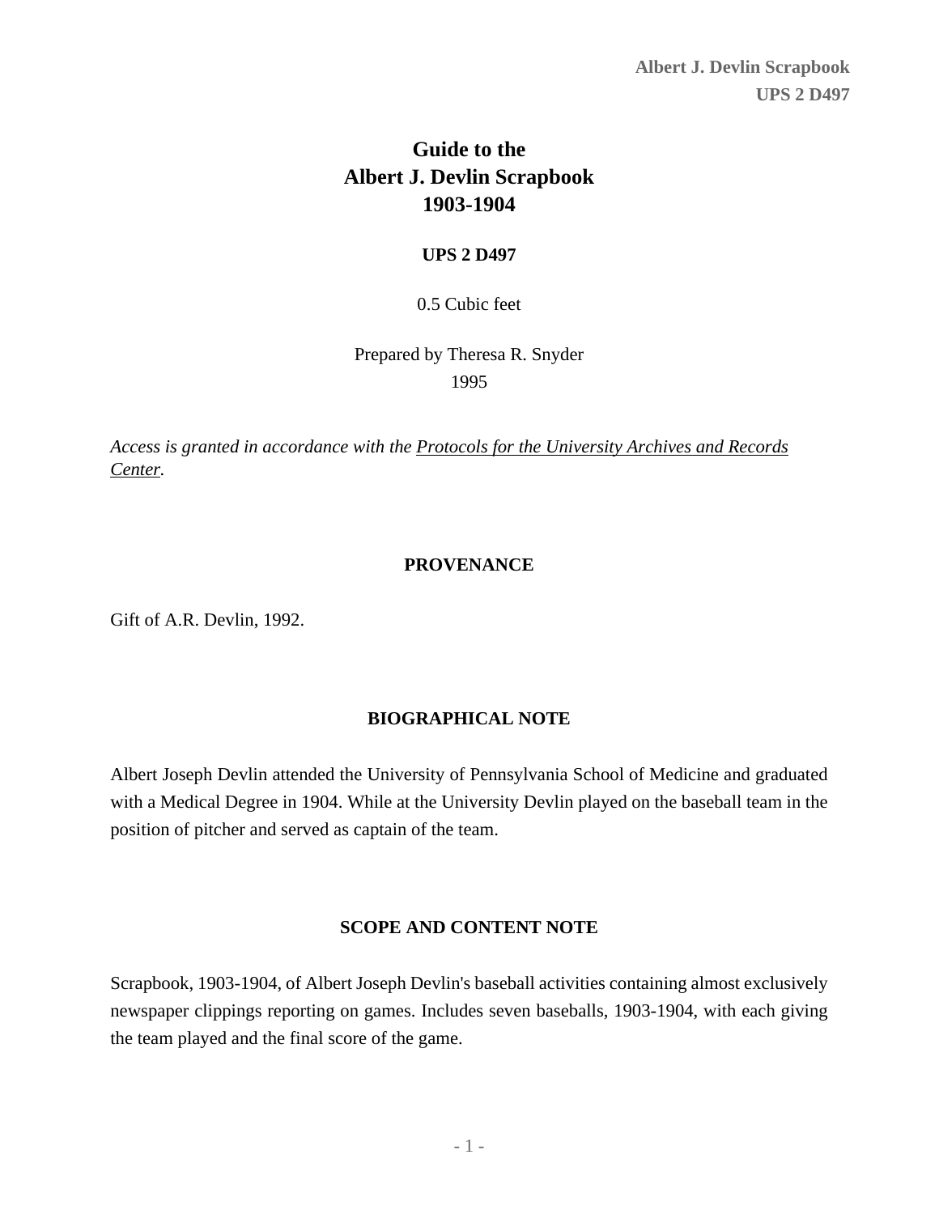# Guide to the Albert J. Devlin Scrapbook 1903-1904

**UPS 2 D497**

0.5 Cubic feet

Prepared by Theresa R. Snyder
1995

*Access is granted in accordance with the Protocols for the University Archives and Records Center.*

## PROVENANCE

Gift of A.R. Devlin, 1992.

## BIOGRAPHICAL NOTE

Albert Joseph Devlin attended the University of Pennsylvania School of Medicine and graduated with a Medical Degree in 1904. While at the University Devlin played on the baseball team in the position of pitcher and served as captain of the team.

## SCOPE AND CONTENT NOTE

Scrapbook, 1903-1904, of Albert Joseph Devlin's baseball activities containing almost exclusively newspaper clippings reporting on games. Includes seven baseballs, 1903-1904, with each giving the team played and the final score of the game.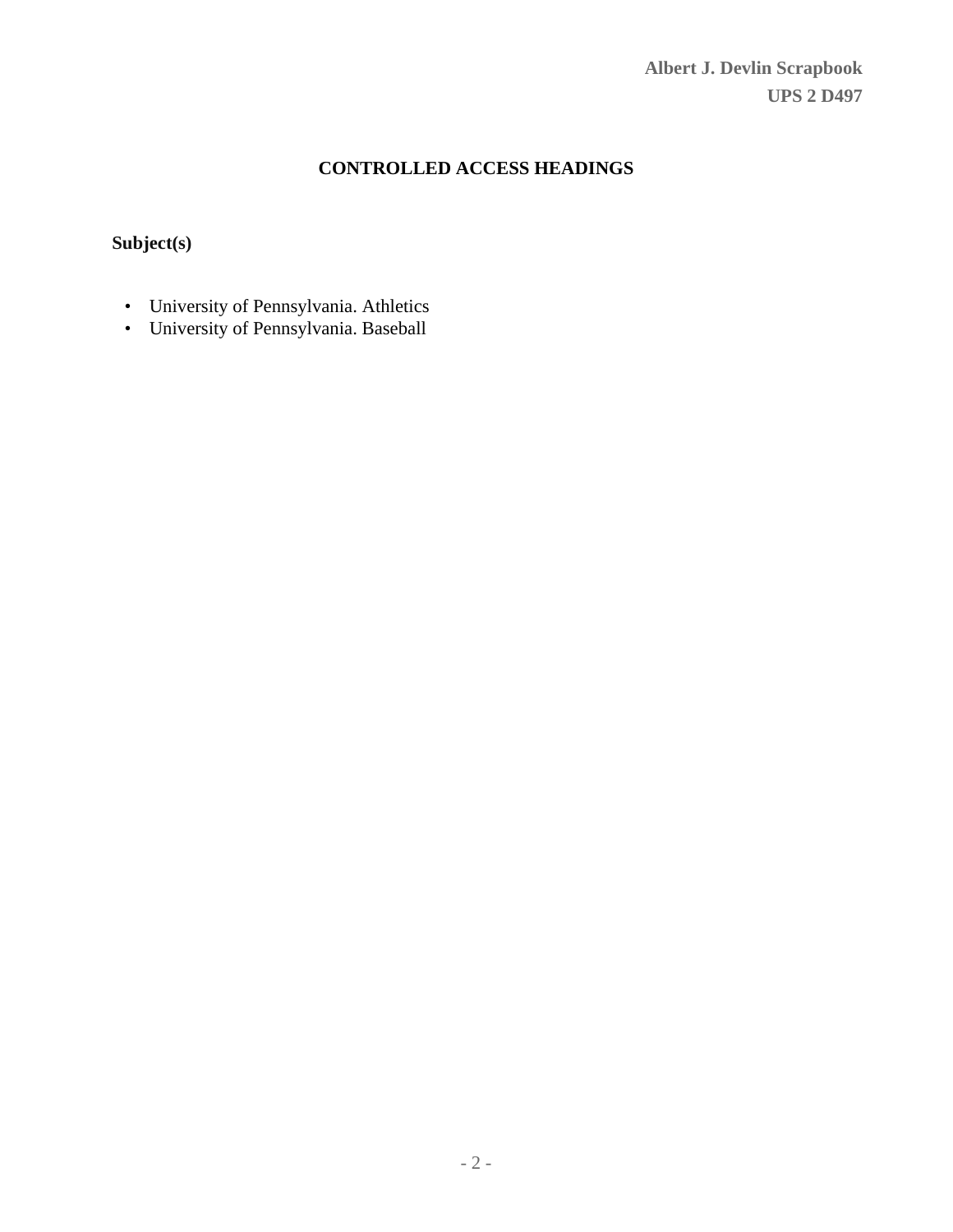## CONTROLLED ACCESS HEADINGS

### Subject(s)

- University of Pennsylvania. Athletics
- University of Pennsylvania. Baseball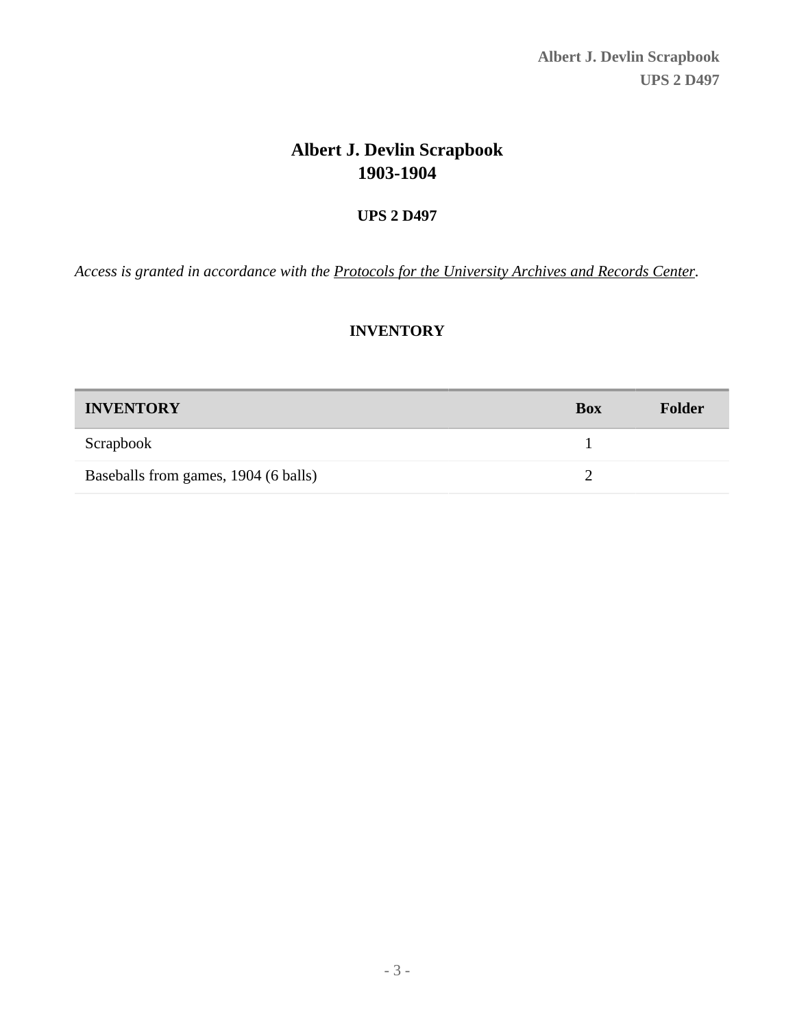# Albert J. Devlin Scrapbook
# 1903-1904

**UPS 2 D497**

*Access is granted in accordance with the Protocols for the University Archives and Records Center.*

## INVENTORY

| INVENTORY | Box | Folder |
|---|---|---|
| Scrapbook | 1 | |
| Baseballs from games, 1904 (6 balls) | 2 | |